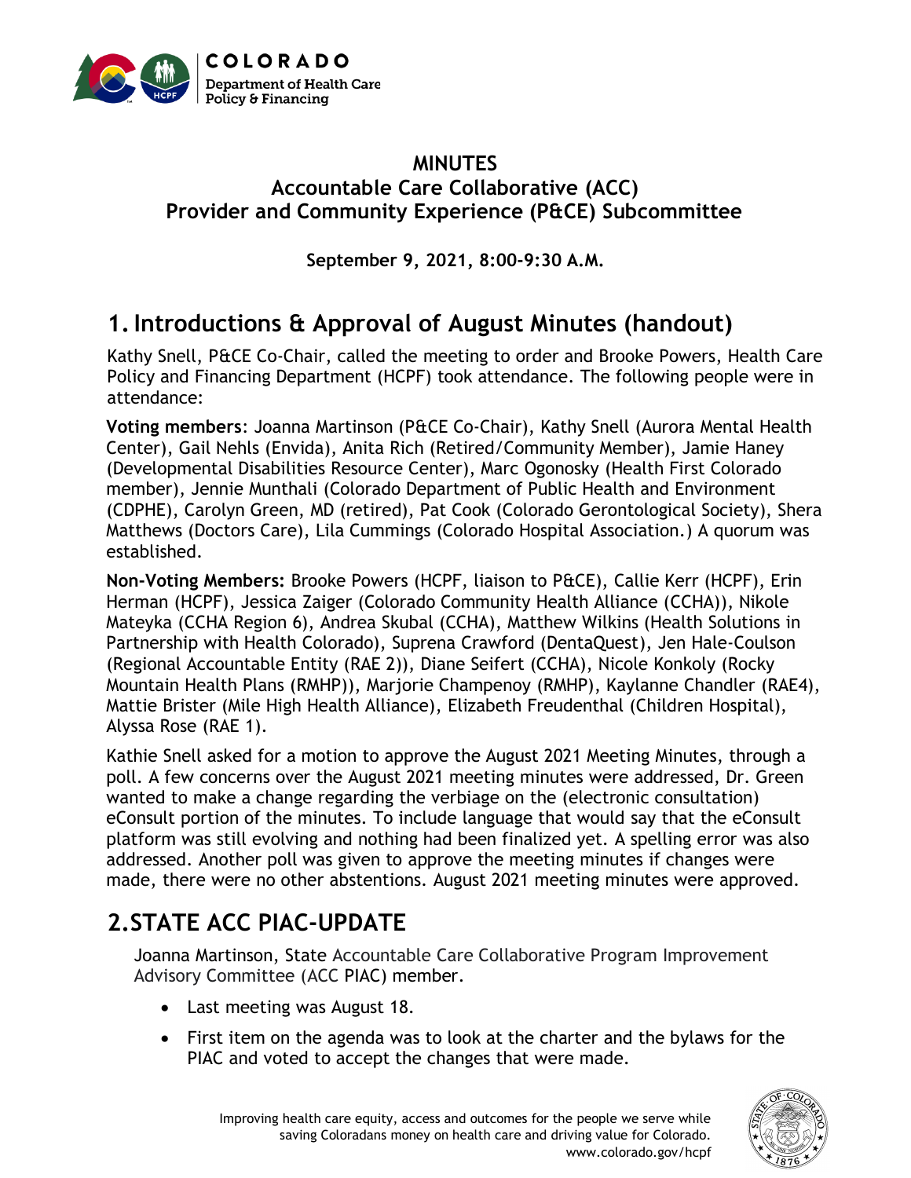# MINUTES
## Accountable Care Collaborative (ACC)
## Provider and Community Experience (P&CE) Subcommittee

**September 9, 2021, 8:00-9:30 A.M.**

## 1. Introductions & Approval of August Minutes (handout)

Kathy Snell, P&CE Co-Chair, called the meeting to order and Brooke Powers, Health Care Policy and Financing Department (HCPF) took attendance. The following people were in attendance:

**Voting members**: Joanna Martinson (P&CE Co-Chair), Kathy Snell (Aurora Mental Health Center), Gail Nehls (Envida), Anita Rich (Retired/Community Member), Jamie Haney (Developmental Disabilities Resource Center), Marc Ogonosky (Health First Colorado member), Jennie Munthali (Colorado Department of Public Health and Environment (CDPHE), Carolyn Green, MD (retired), Pat Cook (Colorado Gerontological Society), Shera Matthews (Doctors Care), Lila Cummings (Colorado Hospital Association.) A quorum was established.

**Non-Voting Members:** Brooke Powers (HCPF, liaison to P&CE), Callie Kerr (HCPF), Erin Herman (HCPF), Jessica Zaiger (Colorado Community Health Alliance (CCHA)), Nikole Mateyka (CCHA Region 6), Andrea Skubal (CCHA), Matthew Wilkins (Health Solutions in Partnership with Health Colorado), Suprena Crawford (DentaQuest), Jen Hale-Coulson (Regional Accountable Entity (RAE 2)), Diane Seifert (CCHA), Nicole Konkoly (Rocky Mountain Health Plans (RMHP)), Marjorie Champenoy (RMHP), Kaylanne Chandler (RAE4), Mattie Brister (Mile High Health Alliance), Elizabeth Freudenthal (Children Hospital), Alyssa Rose (RAE 1).

Kathie Snell asked for a motion to approve the August 2021 Meeting Minutes, through a poll. A few concerns over the August 2021 meeting minutes were addressed, Dr. Green wanted to make a change regarding the verbiage on the (electronic consultation) eConsult portion of the minutes. To include language that would say that the eConsult platform was still evolving and nothing had been finalized yet. A spelling error was also addressed. Another poll was given to approve the meeting minutes if changes were made, there were no other abstentions. August 2021 meeting minutes were approved.

## 2. STATE ACC PIAC-UPDATE

Joanna Martinson, State Accountable Care Collaborative Program Improvement Advisory Committee (ACC PIAC) member.

- Last meeting was August 18.
- First item on the agenda was to look at the charter and the bylaws for the PIAC and voted to accept the changes that were made.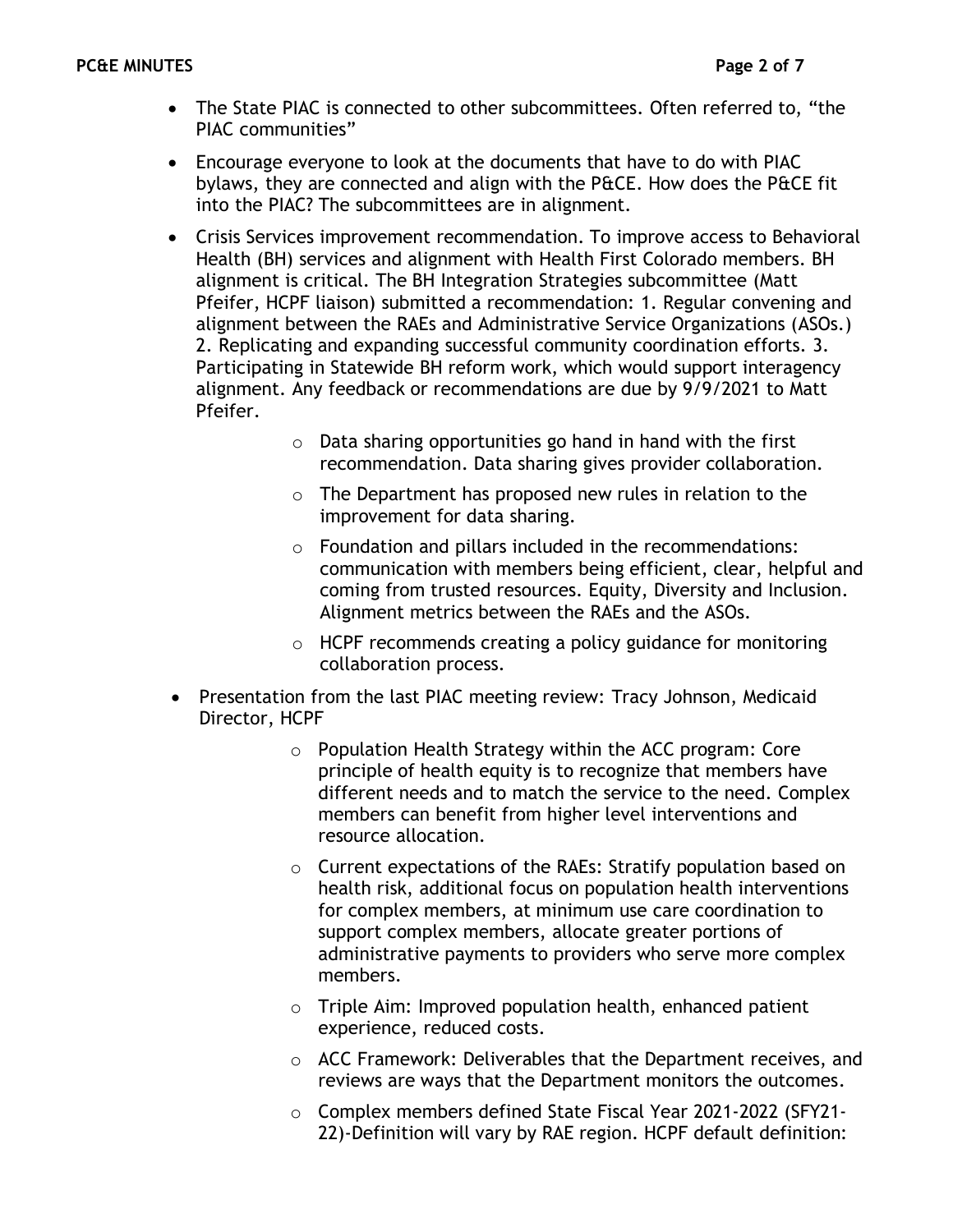- The State PIAC is connected to other subcommittees. Often referred to, "the PIAC communities"
- Encourage everyone to look at the documents that have to do with PIAC bylaws, they are connected and align with the P&CE. How does the P&CE fit into the PIAC? The subcommittees are in alignment.
- Crisis Services improvement recommendation. To improve access to Behavioral Health (BH) services and alignment with Health First Colorado members. BH alignment is critical. The BH Integration Strategies subcommittee (Matt Pfeifer, HCPF liaison) submitted a recommendation: 1. Regular convening and alignment between the RAEs and Administrative Service Organizations (ASOs.) 2. Replicating and expanding successful community coordination efforts. 3. Participating in Statewide BH reform work, which would support interagency alignment. Any feedback or recommendations are due by 9/9/2021 to Matt Pfeifer.
    - Data sharing opportunities go hand in hand with the first recommendation. Data sharing gives provider collaboration.
    - The Department has proposed new rules in relation to the improvement for data sharing.
    - Foundation and pillars included in the recommendations: communication with members being efficient, clear, helpful and coming from trusted resources. Equity, Diversity and Inclusion. Alignment metrics between the RAEs and the ASOs.
    - HCPF recommends creating a policy guidance for monitoring collaboration process.
- Presentation from the last PIAC meeting review: Tracy Johnson, Medicaid Director, HCPF
    - Population Health Strategy within the ACC program: Core principle of health equity is to recognize that members have different needs and to match the service to the need. Complex members can benefit from higher level interventions and resource allocation.
    - Current expectations of the RAEs: Stratify population based on health risk, additional focus on population health interventions for complex members, at minimum use care coordination to support complex members, allocate greater portions of administrative payments to providers who serve more complex members.
    - Triple Aim: Improved population health, enhanced patient experience, reduced costs.
    - ACC Framework: Deliverables that the Department receives, and reviews are ways that the Department monitors the outcomes.
    - Complex members defined State Fiscal Year 2021-2022 (SFY21-22)-Definition will vary by RAE region. HCPF default definition: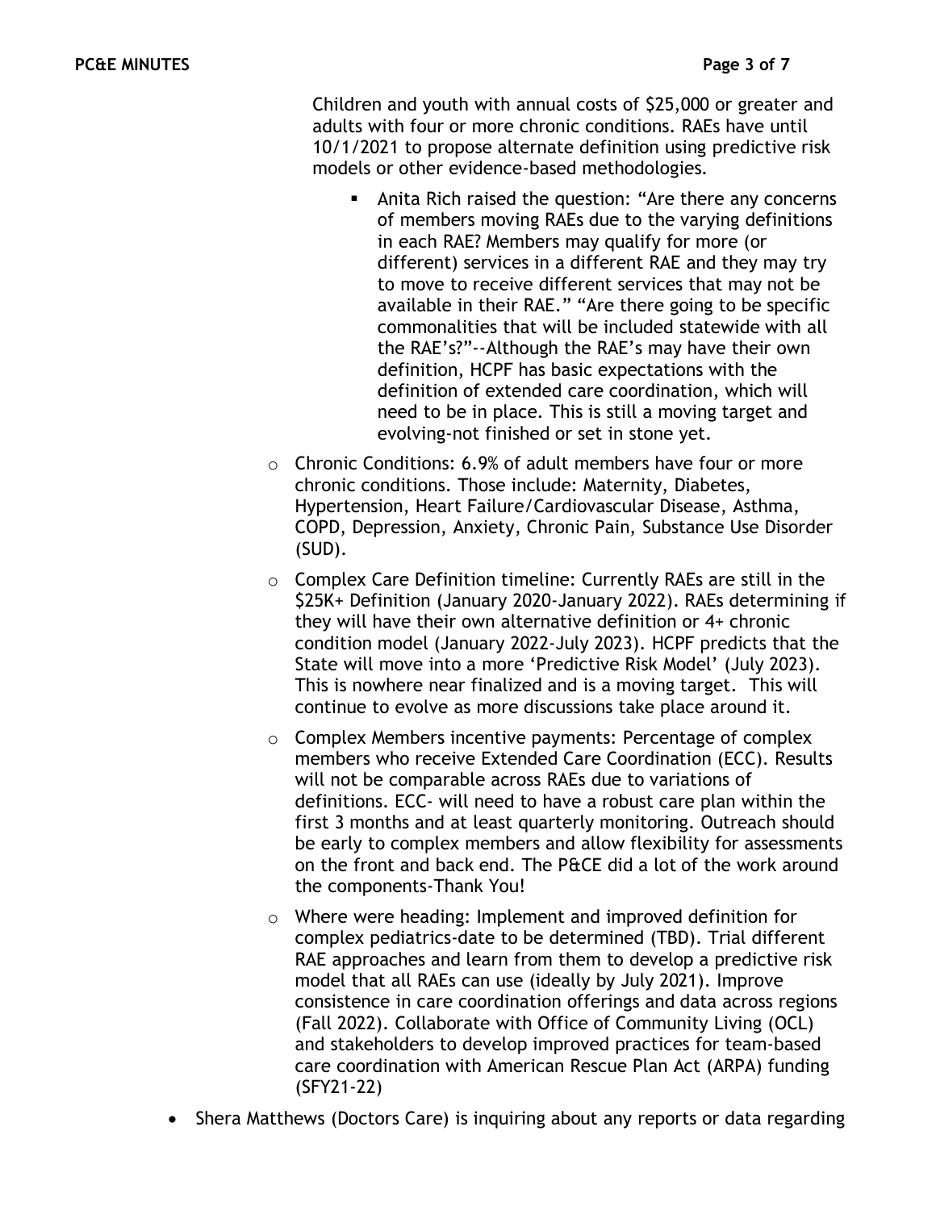Children and youth with annual costs of $25,000 or greater and adults with four or more chronic conditions. RAEs have until 10/1/2021 to propose alternate definition using predictive risk models or other evidence-based methodologies.

        - Anita Rich raised the question: "Are there any concerns of members moving RAEs due to the varying definitions in each RAE? Members may qualify for more (or different) services in a different RAE and they may try to move to receive different services that may not be available in their RAE." "Are there going to be specific commonalities that will be included statewide with all the RAE's?"--Although the RAE's may have their own definition, HCPF has basic expectations with the definition of extended care coordination, which will need to be in place. This is still a moving target and evolving-not finished or set in stone yet.

    - Chronic Conditions: 6.9% of adult members have four or more chronic conditions. Those include: Maternity, Diabetes, Hypertension, Heart Failure/Cardiovascular Disease, Asthma, COPD, Depression, Anxiety, Chronic Pain, Substance Use Disorder (SUD).
    - Complex Care Definition timeline: Currently RAEs are still in the $25K+ Definition (January 2020-January 2022). RAEs determining if they will have their own alternative definition or 4+ chronic condition model (January 2022-July 2023). HCPF predicts that the State will move into a more 'Predictive Risk Model' (July 2023). This is nowhere near finalized and is a moving target. This will continue to evolve as more discussions take place around it.
    - Complex Members incentive payments: Percentage of complex members who receive Extended Care Coordination (ECC). Results will not be comparable across RAEs due to variations of definitions. ECC- will need to have a robust care plan within the first 3 months and at least quarterly monitoring. Outreach should be early to complex members and allow flexibility for assessments on the front and back end. The P&CE did a lot of the work around the components-Thank You!
    - Where were heading: Implement and improved definition for complex pediatrics-date to be determined (TBD). Trial different RAE approaches and learn from them to develop a predictive risk model that all RAEs can use (ideally by July 2021). Improve consistence in care coordination offerings and data across regions (Fall 2022). Collaborate with Office of Community Living (OCL) and stakeholders to develop improved practices for team-based care coordination with American Rescue Plan Act (ARPA) funding (SFY21-22)

- Shera Matthews (Doctors Care) is inquiring about any reports or data regarding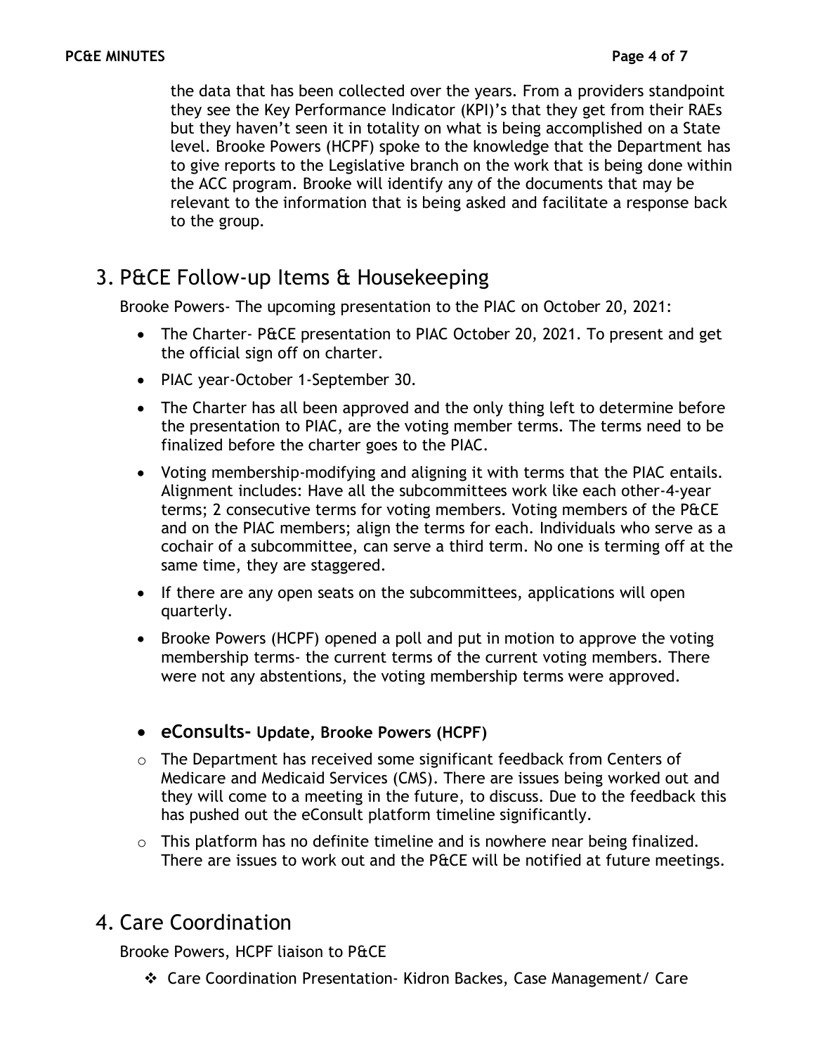the data that has been collected over the years. From a providers standpoint they see the Key Performance Indicator (KPI)'s that they get from their RAEs but they haven't seen it in totality on what is being accomplished on a State level. Brooke Powers (HCPF) spoke to the knowledge that the Department has to give reports to the Legislative branch on the work that is being done within the ACC program. Brooke will identify any of the documents that may be relevant to the information that is being asked and facilitate a response back to the group.

## 3. P&CE Follow-up Items & Housekeeping

Brooke Powers- The upcoming presentation to the PIAC on October 20, 2021:

- The Charter- P&CE presentation to PIAC October 20, 2021. To present and get the official sign off on charter.
- PIAC year-October 1-September 30.
- The Charter has all been approved and the only thing left to determine before the presentation to PIAC, are the voting member terms. The terms need to be finalized before the charter goes to the PIAC.
- Voting membership-modifying and aligning it with terms that the PIAC entails. Alignment includes: Have all the subcommittees work like each other-4-year terms; 2 consecutive terms for voting members. Voting members of the P&CE and on the PIAC members; align the terms for each. Individuals who serve as a cochair of a subcommittee, can serve a third term. No one is terming off at the same time, they are staggered.
- If there are any open seats on the subcommittees, applications will open quarterly.
- Brooke Powers (HCPF) opened a poll and put in motion to approve the voting membership terms- the current terms of the current voting members. There were not any abstentions, the voting membership terms were approved.

- **eConsults- Update, Brooke Powers (HCPF)**
  - The Department has received some significant feedback from Centers of Medicare and Medicaid Services (CMS). There are issues being worked out and they will come to a meeting in the future, to discuss. Due to the feedback this has pushed out the eConsult platform timeline significantly.
  - This platform has no definite timeline and is nowhere near being finalized. There are issues to work out and the P&CE will be notified at future meetings.

## 4. Care Coordination

Brooke Powers, HCPF liaison to P&CE

- ❖ Care Coordination Presentation- Kidron Backes, Case Management/ Care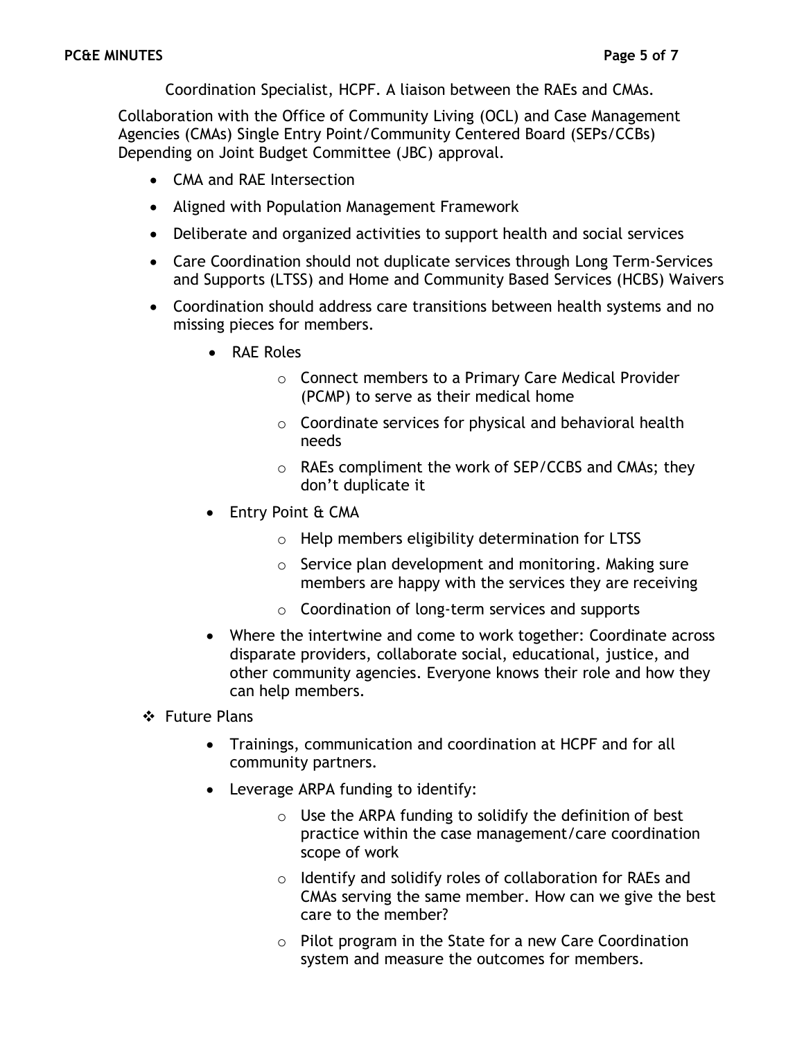Coordination Specialist, HCPF. A liaison between the RAEs and CMAs.

Collaboration with the Office of Community Living (OCL) and Case Management Agencies (CMAs) Single Entry Point/Community Centered Board (SEPs/CCBs) Depending on Joint Budget Committee (JBC) approval.

- CMA and RAE Intersection
- Aligned with Population Management Framework
- Deliberate and organized activities to support health and social services
- Care Coordination should not duplicate services through Long Term-Services and Supports (LTSS) and Home and Community Based Services (HCBS) Waivers
- Coordination should address care transitions between health systems and no missing pieces for members.
    - RAE Roles
        - Connect members to a Primary Care Medical Provider (PCMP) to serve as their medical home
        - Coordinate services for physical and behavioral health needs
        - RAEs compliment the work of SEP/CCBS and CMAs; they don't duplicate it
    - Entry Point & CMA
        - Help members eligibility determination for LTSS
        - Service plan development and monitoring. Making sure members are happy with the services they are receiving
        - Coordination of long-term services and supports
    - Where the intertwine and come to work together: Coordinate across disparate providers, collaborate social, educational, justice, and other community agencies. Everyone knows their role and how they can help members.

- Future Plans
    - Trainings, communication and coordination at HCPF and for all community partners.
    - Leverage ARPA funding to identify:
        - Use the ARPA funding to solidify the definition of best practice within the case management/care coordination scope of work
        - Identify and solidify roles of collaboration for RAEs and CMAs serving the same member. How can we give the best care to the member?
        - Pilot program in the State for a new Care Coordination system and measure the outcomes for members.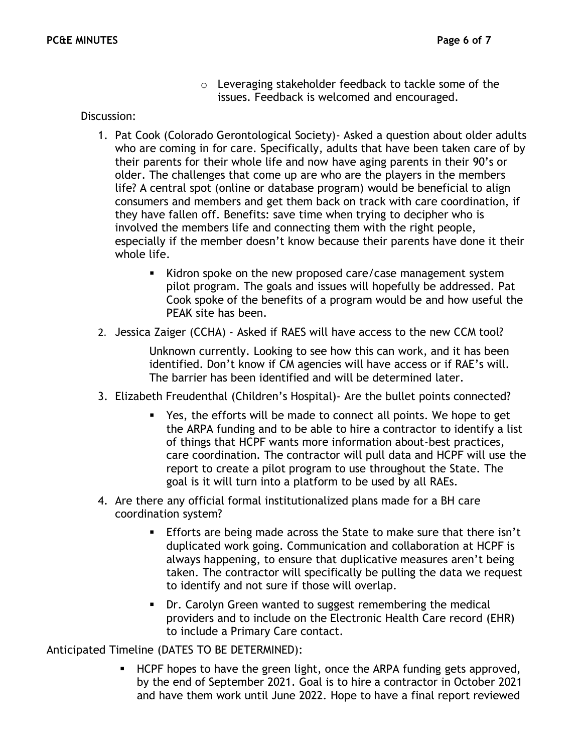- Leveraging stakeholder feedback to tackle some of the issues. Feedback is welcomed and encouraged.

Discussion:

1. Pat Cook (Colorado Gerontological Society)- Asked a question about older adults who are coming in for care. Specifically, adults that have been taken care of by their parents for their whole life and now have aging parents in their 90's or older. The challenges that come up are who are the players in the members life? A central spot (online or database program) would be beneficial to align consumers and members and get them back on track with care coordination, if they have fallen off. Benefits: save time when trying to decipher who is involved the members life and connecting them with the right people, especially if the member doesn't know because their parents have done it their whole life.
    - Kidron spoke on the new proposed care/case management system pilot program. The goals and issues will hopefully be addressed. Pat Cook spoke of the benefits of a program would be and how useful the PEAK site has been.
2. Jessica Zaiger (CCHA) - Asked if RAES will have access to the new CCM tool?

    Unknown currently. Looking to see how this can work, and it has been identified. Don't know if CM agencies will have access or if RAE's will. The barrier has been identified and will be determined later.
3. Elizabeth Freudenthal (Children's Hospital)- Are the bullet points connected?
    - Yes, the efforts will be made to connect all points. We hope to get the ARPA funding and to be able to hire a contractor to identify a list of things that HCPF wants more information about-best practices, care coordination. The contractor will pull data and HCPF will use the report to create a pilot program to use throughout the State. The goal is it will turn into a platform to be used by all RAEs.
4. Are there any official formal institutionalized plans made for a BH care coordination system?
    - Efforts are being made across the State to make sure that there isn't duplicated work going. Communication and collaboration at HCPF is always happening, to ensure that duplicative measures aren't being taken. The contractor will specifically be pulling the data we request to identify and not sure if those will overlap.
    - Dr. Carolyn Green wanted to suggest remembering the medical providers and to include on the Electronic Health Care record (EHR) to include a Primary Care contact.

Anticipated Timeline (DATES TO BE DETERMINED):

- HCPF hopes to have the green light, once the ARPA funding gets approved, by the end of September 2021. Goal is to hire a contractor in October 2021 and have them work until June 2022. Hope to have a final report reviewed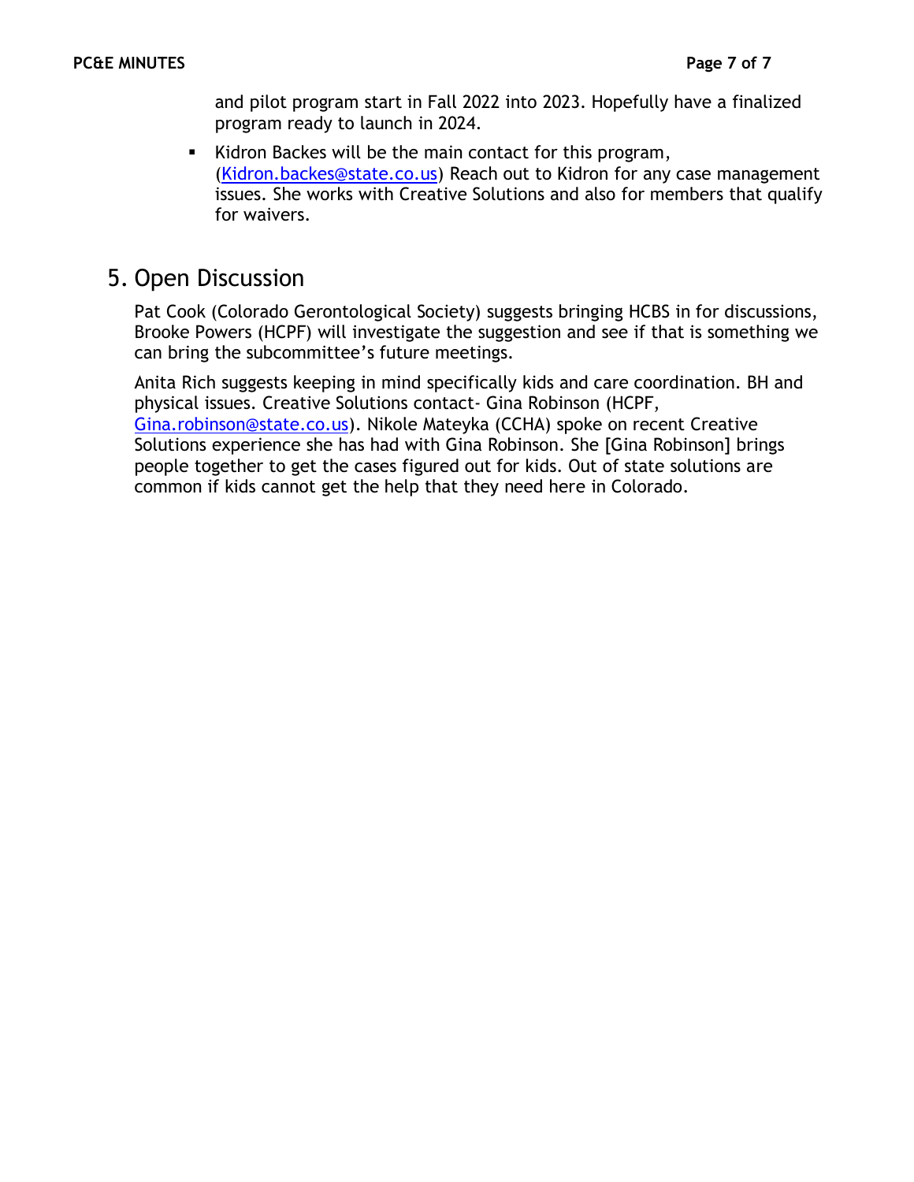and pilot program start in Fall 2022 into 2023. Hopefully have a finalized program ready to launch in 2024.

- Kidron Backes will be the main contact for this program, (Kidron.backes@state.co.us) Reach out to Kidron for any case management issues. She works with Creative Solutions and also for members that qualify for waivers.

## 5. Open Discussion

Pat Cook (Colorado Gerontological Society) suggests bringing HCBS in for discussions, Brooke Powers (HCPF) will investigate the suggestion and see if that is something we can bring the subcommittee's future meetings.

Anita Rich suggests keeping in mind specifically kids and care coordination. BH and physical issues. Creative Solutions contact- Gina Robinson (HCPF, Gina.robinson@state.co.us). Nikole Mateyka (CCHA) spoke on recent Creative Solutions experience she has had with Gina Robinson. She [Gina Robinson] brings people together to get the cases figured out for kids. Out of state solutions are common if kids cannot get the help that they need here in Colorado.